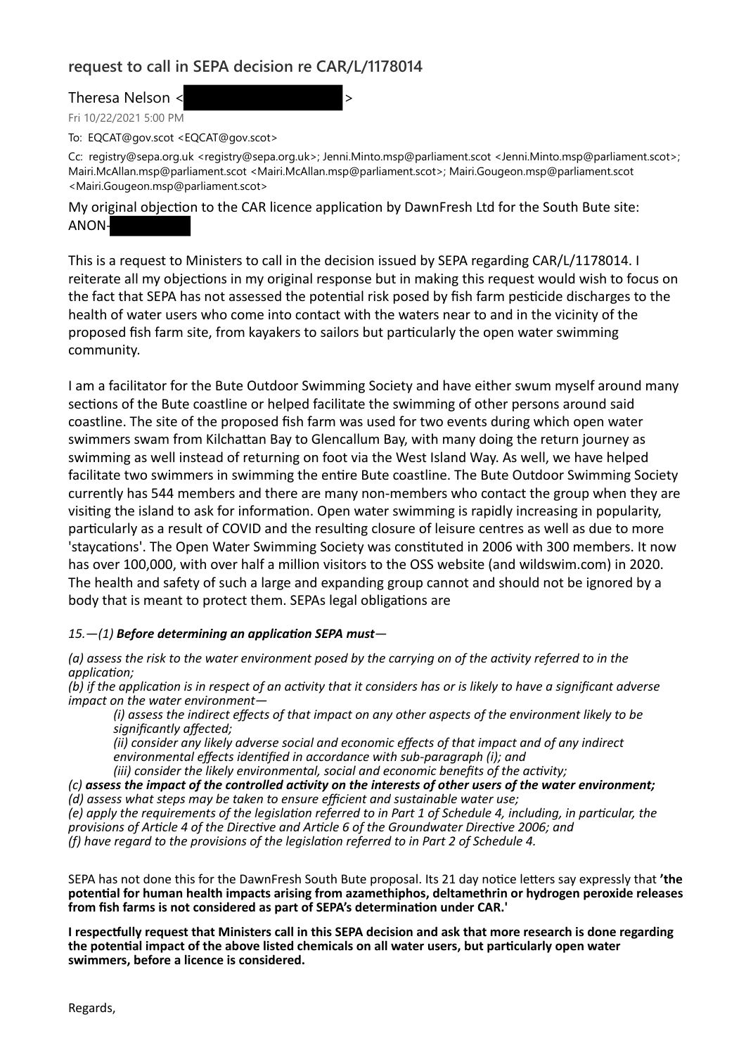## request to call in SEPA decision re CAR/L/1178014

Theresa Nelson <

Fri 10/22/2021 5:00 PM

To: EQCAT@gov.scot <EQCAT@gov.scot>

Cc: registry@sepa.org.uk <registry@sepa.org.uk>; Jenni.Minto.msp@parliament.scot <Jenni.Minto.msp@parliament.scot>; Mairi.McAllan.msp@parliament.scot <Mairi.McAllan.msp@parliament.scot>; Mairi.Gougeon.msp@parliament.scot <Mairi.Gougeon.msp@parliament.scot>

My original objection to the CAR licence application by DawnFresh Ltd for the South Bute site: ANON-

This is a request to Ministers to call in the decision issued by SEPA regarding CAR/L/1178014. I reiterate all my objections in my original response but in making this request would wish to focus on the fact that SEPA has not assessed the potential risk posed by fish farm pesticide discharges to the health of water users who come into contact with the waters near to and in the vicinity of the proposed fish farm site, from kayakers to sailors but particularly the open water swimming community.

I am a facilitator for the Bute Outdoor Swimming Society and have either swum myself around many sections of the Bute coastline or helped facilitate the swimming of other persons around said coastline. The site of the proposed fish farm was used for two events during which open water swimmers swam from Kilchattan Bay to Glencallum Bay, with many doing the return journey as swimming as well instead of returning on foot via the West Island Way. As well, we have helped facilitate two swimmers in swimming the entire Bute coastline. The Bute Outdoor Swimming Society currently has 544 members and there are many non-members who contact the group when they are visiting the island to ask for information. Open water swimming is rapidly increasing in popularity, particularly as a result of COVID and the resulting closure of leisure centres as well as due to more 'staycations'. The Open Water Swimming Society was constituted in 2006 with 300 members. It now has over 100,000, with over half a million visitors to the OSS website (and wildswim.com) in 2020. The health and safety of such a large and expanding group cannot and should not be ignored by a body that is meant to protect them. SEPAs legal obligations are

*15.—(1)* ***Before determining an application SEPA must****—*

*(a) assess the risk to the water environment posed by the carrying on of the activity referred to in the application;*
*(b) if the application is in respect of an activity that it considers has or is likely to have a significant adverse impact on the water environment—*

> *(i) assess the indirect effects of that impact on any other aspects of the environment likely to be significantly affected;*
> *(ii) consider any likely adverse social and economic effects of that impact and of any indirect environmental effects identified in accordance with sub-paragraph (i); and*
> *(iii) consider the likely environmental, social and economic benefits of the activity;*

*(c)* ***assess the impact of the controlled activity on the interests of other users of the water environment;***
*(d) assess what steps may be taken to ensure efficient and sustainable water use;*
*(e) apply the requirements of the legislation referred to in Part 1 of Schedule 4, including, in particular, the provisions of Article 4 of the Directive and Article 6 of the Groundwater Directive 2006; and*
*(f) have regard to the provisions of the legislation referred to in Part 2 of Schedule 4.*

SEPA has not done this for the DawnFresh South Bute proposal. Its 21 day notice letters say expressly that **'the potential for human health impacts arising from azamethiphos, deltamethrin or hydrogen peroxide releases from fish farms is not considered as part of SEPA's determination under CAR.'**

**I respectfully request that Ministers call in this SEPA decision and ask that more research is done regarding the potential impact of the above listed chemicals on all water users, but particularly open water swimmers, before a licence is considered.**

Regards,